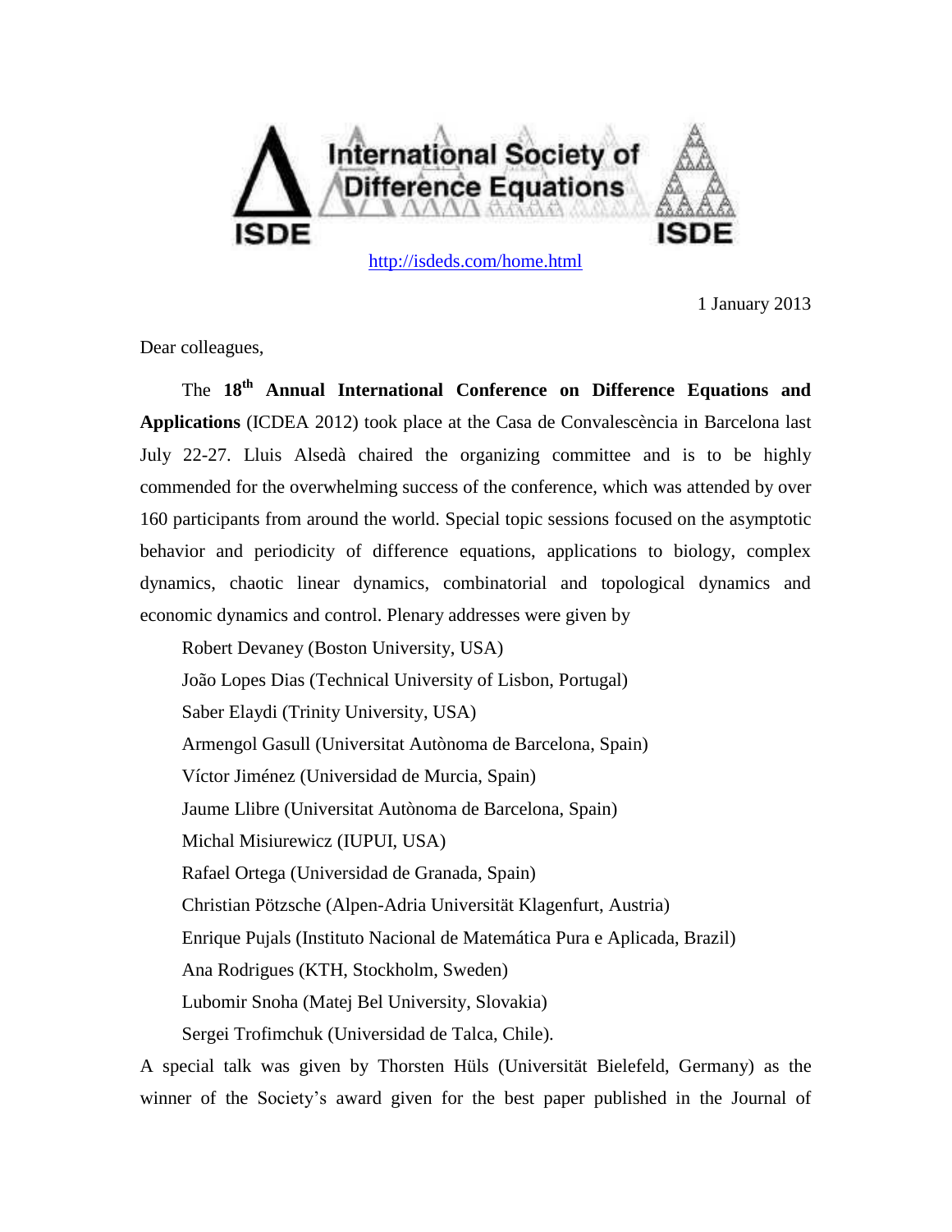International Society of Difference Equations

ISDE

http://isdeds.com/home.html

1 January 2013

Dear colleagues,

The **18th Annual International Conference on Difference Equations and Applications** (ICDEA 2012) took place at the Casa de Convalescència in Barcelona last July 22-27. Lluis Alsedà chaired the organizing committee and is to be highly commended for the overwhelming success of the conference, which was attended by over 160 participants from around the world. Special topic sessions focused on the asymptotic behavior and periodicity of difference equations, applications to biology, complex dynamics, chaotic linear dynamics, combinatorial and topological dynamics and economic dynamics and control. Plenary addresses were given by

Robert Devaney (Boston University, USA)
João Lopes Dias (Technical University of Lisbon, Portugal)
Saber Elaydi (Trinity University, USA)
Armengol Gasull (Universitat Autònoma de Barcelona, Spain)
Víctor Jiménez (Universidad de Murcia, Spain)
Jaume Llibre (Universitat Autònoma de Barcelona, Spain)
Michal Misiurewicz (IUPUI, USA)
Rafael Ortega (Universidad de Granada, Spain)
Christian Pötzsche (Alpen-Adria Universität Klagenfurt, Austria)
Enrique Pujals (Instituto Nacional de Matemática Pura e Aplicada, Brazil)
Ana Rodrigues (KTH, Stockholm, Sweden)
Lubomir Snoha (Matej Bel University, Slovakia)
Sergei Trofimchuk (Universidad de Talca, Chile).

A special talk was given by Thorsten Hüls (Universität Bielefeld, Germany) as the winner of the Society's award given for the best paper published in the Journal of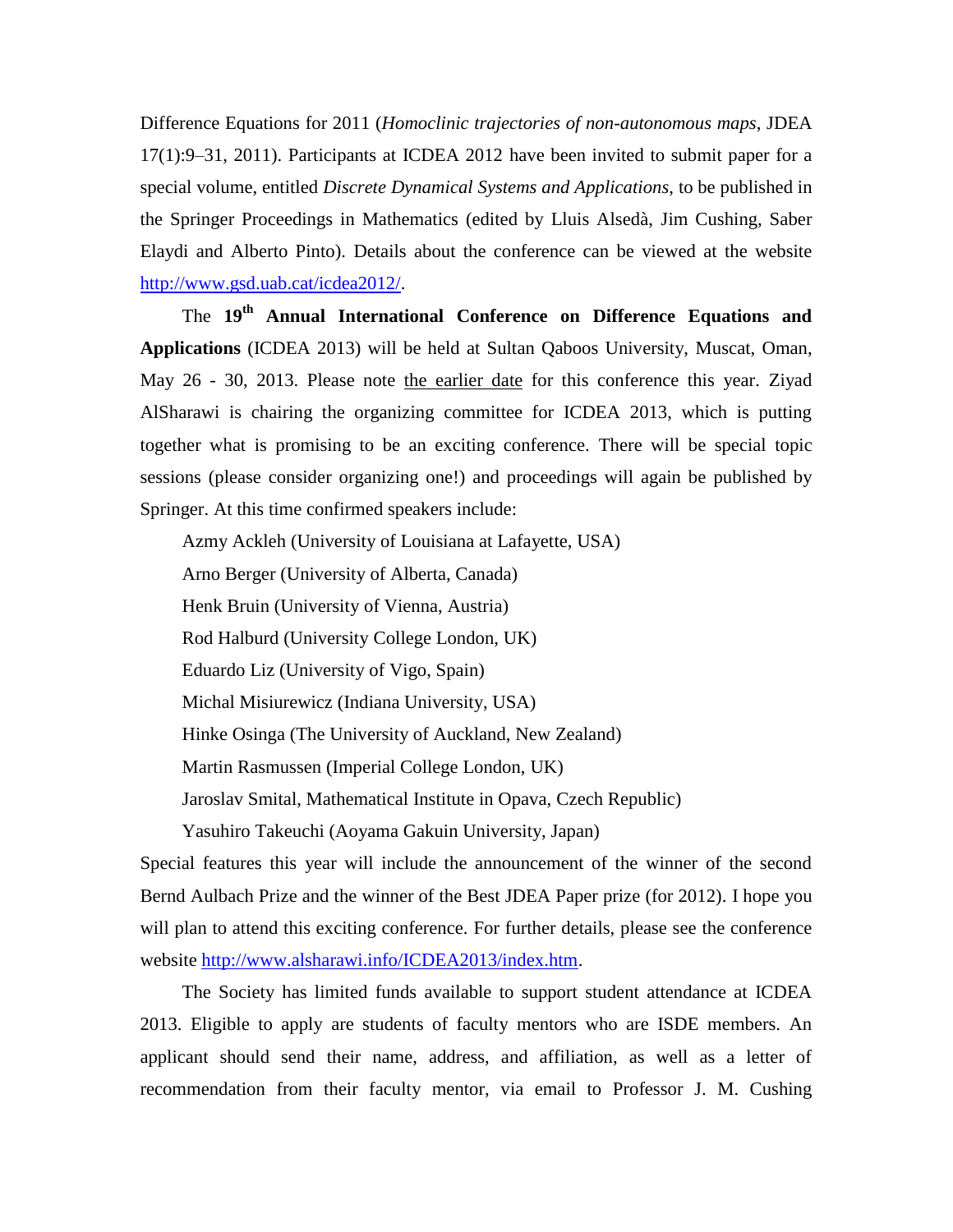Difference Equations for 2011 (*Homoclinic trajectories of non-autonomous maps*, JDEA 17(1):9–31, 2011). Participants at ICDEA 2012 have been invited to submit paper for a special volume, entitled *Discrete Dynamical Systems and Applications*, to be published in the Springer Proceedings in Mathematics (edited by Lluis Alsedà, Jim Cushing, Saber Elaydi and Alberto Pinto). Details about the conference can be viewed at the website http://www.gsd.uab.cat/icdea2012/.

The **19th Annual International Conference on Difference Equations and Applications** (ICDEA 2013) will be held at Sultan Qaboos University, Muscat, Oman, May 26 - 30, 2013. Please note <u>the earlier date</u> for this conference this year. Ziyad AlSharawi is chairing the organizing committee for ICDEA 2013, which is putting together what is promising to be an exciting conference. There will be special topic sessions (please consider organizing one!) and proceedings will again be published by Springer. At this time confirmed speakers include:

Azmy Ackleh (University of Louisiana at Lafayette, USA)

Arno Berger (University of Alberta, Canada)

Henk Bruin (University of Vienna, Austria)

Rod Halburd (University College London, UK)

Eduardo Liz (University of Vigo, Spain)

Michal Misiurewicz (Indiana University, USA)

Hinke Osinga (The University of Auckland, New Zealand)

Martin Rasmussen (Imperial College London, UK)

Jaroslav Smital, Mathematical Institute in Opava, Czech Republic)

Yasuhiro Takeuchi (Aoyama Gakuin University, Japan)

Special features this year will include the announcement of the winner of the second Bernd Aulbach Prize and the winner of the Best JDEA Paper prize (for 2012). I hope you will plan to attend this exciting conference. For further details, please see the conference website http://www.alsharawi.info/ICDEA2013/index.htm.

The Society has limited funds available to support student attendance at ICDEA 2013. Eligible to apply are students of faculty mentors who are ISDE members. An applicant should send their name, address, and affiliation, as well as a letter of recommendation from their faculty mentor, via email to Professor J. M. Cushing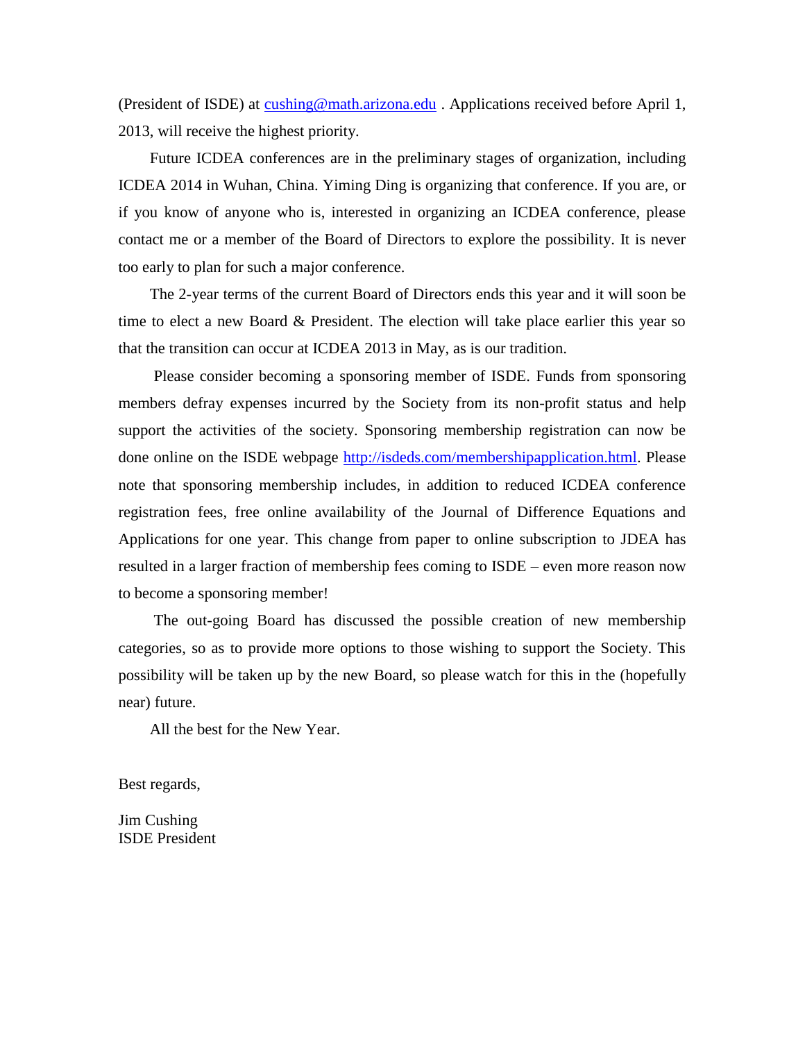(President of ISDE) at cushing@math.arizona.edu . Applications received before April 1, 2013, will receive the highest priority.

Future ICDEA conferences are in the preliminary stages of organization, including ICDEA 2014 in Wuhan, China. Yiming Ding is organizing that conference. If you are, or if you know of anyone who is, interested in organizing an ICDEA conference, please contact me or a member of the Board of Directors to explore the possibility. It is never too early to plan for such a major conference.

The 2-year terms of the current Board of Directors ends this year and it will soon be time to elect a new Board & President. The election will take place earlier this year so that the transition can occur at ICDEA 2013 in May, as is our tradition.

Please consider becoming a sponsoring member of ISDE. Funds from sponsoring members defray expenses incurred by the Society from its non-profit status and help support the activities of the society. Sponsoring membership registration can now be done online on the ISDE webpage http://isdeds.com/membershipapplication.html. Please note that sponsoring membership includes, in addition to reduced ICDEA conference registration fees, free online availability of the Journal of Difference Equations and Applications for one year. This change from paper to online subscription to JDEA has resulted in a larger fraction of membership fees coming to ISDE – even more reason now to become a sponsoring member!

The out-going Board has discussed the possible creation of new membership categories, so as to provide more options to those wishing to support the Society. This possibility will be taken up by the new Board, so please watch for this in the (hopefully near) future.

All the best for the New Year.

Best regards,

Jim Cushing  
ISDE President